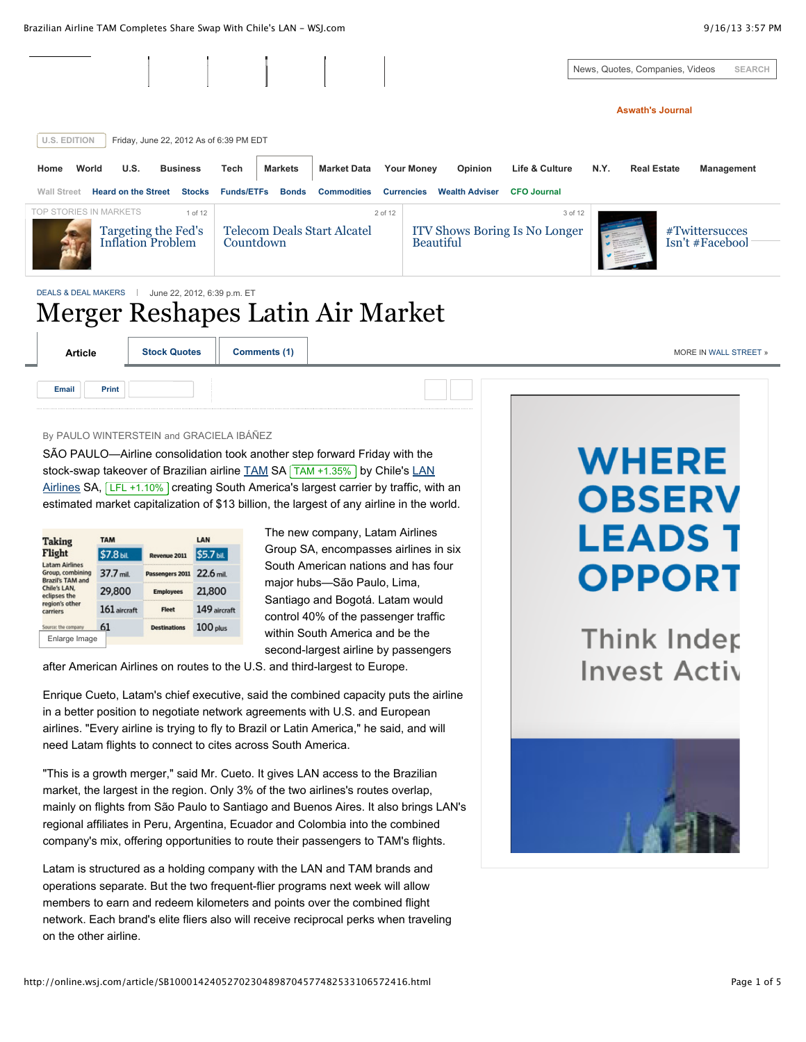DEALS & DEAL MAKERS | June 22, 2012, 6:39 p.m. ET

# Merger Reshapes Latin Air Market

By PAULO WINTERSTEIN and GRACIELA IBÁÑEZ

SÃO PAULO—Airline consolidation took another step forward Friday with the stock-swap takeover of Brazilian airline TAM SA TAM +1.35% by Chile's LAN Airlines SA, LFL +1.10% creating South America's largest carrier by traffic, with an estimated market capitalization of $13 billion, the largest of any airline in the world.

**Taking Flight**

Latam Airlines Group, combining Brazil's TAM and Chile's LAN, eclipses the region's other carriers

| TAM | | LAN |
|---|---|---|
| $7.8 bil. | Revenue 2011 | $5.7 bil. |
| 37.7 mil. | Passengers 2011 | 22.6 mil. |
| 29,800 | Employees | 21,800 |
| 161 aircraft | Fleet | 149 aircraft |
| 61 | Destinations | 100 plus |

Source: the company

The new company, Latam Airlines Group SA, encompasses airlines in six South American nations and has four major hubs—São Paulo, Lima, Santiago and Bogotá. Latam would control 40% of the passenger traffic within South America and be the second-largest airline by passengers after American Airlines on routes to the U.S. and third-largest to Europe.

Enrique Cueto, Latam's chief executive, said the combined capacity puts the airline in a better position to negotiate network agreements with U.S. and European airlines. "Every airline is trying to fly to Brazil or Latin America," he said, and will need Latam flights to connect to cites across South America.

"This is a growth merger," said Mr. Cueto. It gives LAN access to the Brazilian market, the largest in the region. Only 3% of the two airlines's routes overlap, mainly on flights from São Paulo to Santiago and Buenos Aires. It also brings LAN's regional affiliates in Peru, Argentina, Ecuador and Colombia into the combined company's mix, offering opportunities to route their passengers to TAM's flights.

Latam is structured as a holding company with the LAN and TAM brands and operations separate. But the two frequent-flier programs next week will allow members to earn and redeem kilometers and points over the combined flight network. Each brand's elite fliers also will receive reciprocal perks when traveling on the other airline.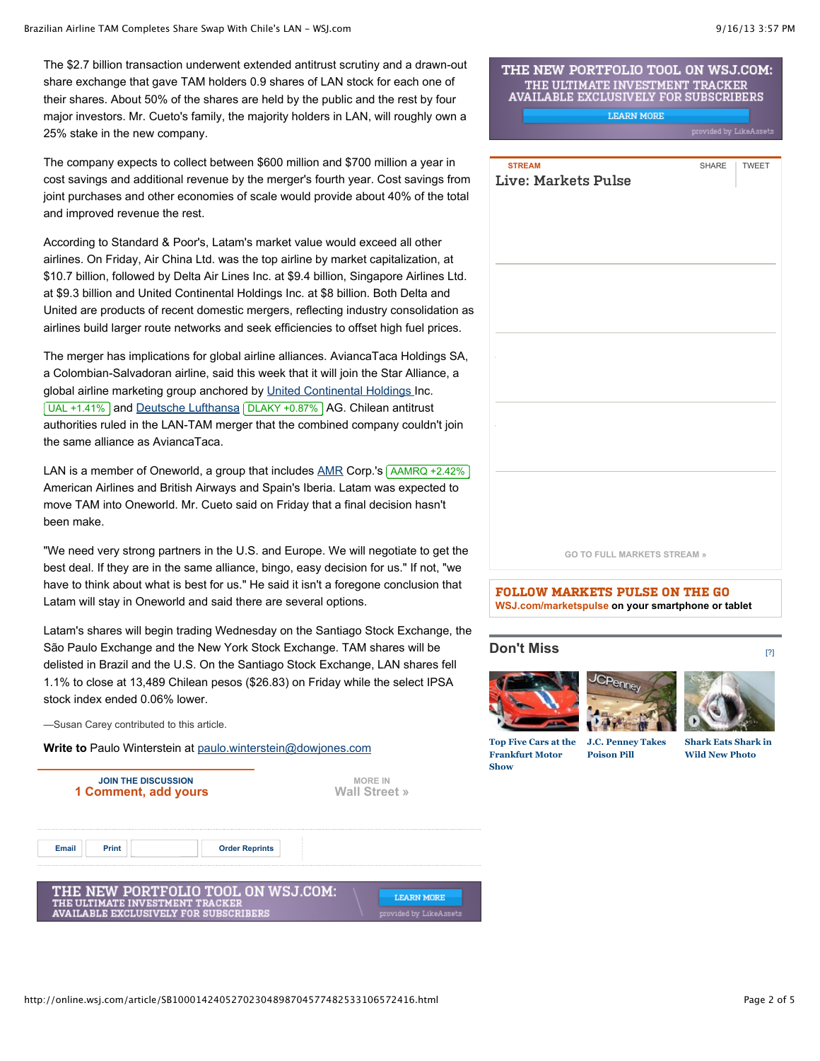The $2.7 billion transaction underwent extended antitrust scrutiny and a drawn-out share exchange that gave TAM holders 0.9 shares of LAN stock for each one of their shares. About 50% of the shares are held by the public and the rest by four major investors. Mr. Cueto's family, the majority holders in LAN, will roughly own a 25% stake in the new company.

The company expects to collect between $600 million and $700 million a year in cost savings and additional revenue by the merger's fourth year. Cost savings from joint purchases and other economies of scale would provide about 40% of the total and improved revenue the rest.

According to Standard & Poor's, Latam's market value would exceed all other airlines. On Friday, Air China Ltd. was the top airline by market capitalization, at $10.7 billion, followed by Delta Air Lines Inc. at $9.4 billion, Singapore Airlines Ltd. at $9.3 billion and United Continental Holdings Inc. at $8 billion. Both Delta and United are products of recent domestic mergers, reflecting industry consolidation as airlines build larger route networks and seek efficiencies to offset high fuel prices.

The merger has implications for global airline alliances. AviancaTaca Holdings SA, a Colombian-Salvadoran airline, said this week that it will join the Star Alliance, a global airline marketing group anchored by United Continental Holdings Inc. UAL +1.41% and Deutsche Lufthansa DLAKY +0.87% AG. Chilean antitrust authorities ruled in the LAN-TAM merger that the combined company couldn't join the same alliance as AviancaTaca.

LAN is a member of Oneworld, a group that includes AMR Corp.'s AAMRQ +2.42% American Airlines and British Airways and Spain's Iberia. Latam was expected to move TAM into Oneworld. Mr. Cueto said on Friday that a final decision hasn't been make.

"We need very strong partners in the U.S. and Europe. We will negotiate to get the best deal. If they are in the same alliance, bingo, easy decision for us." If not, "we have to think about what is best for us." He said it isn't a foregone conclusion that Latam will stay in Oneworld and said there are several options.

Latam's shares will begin trading Wednesday on the Santiago Stock Exchange, the São Paulo Exchange and the New York Stock Exchange. TAM shares will be delisted in Brazil and the U.S. On the Santiago Stock Exchange, LAN shares fell 1.1% to close at 13,489 Chilean pesos ($26.83) on Friday while the select IPSA stock index ended 0.06% lower.

—Susan Carey contributed to this article.

**Write to** Paulo Winterstein at paulo.winterstein@dowjones.com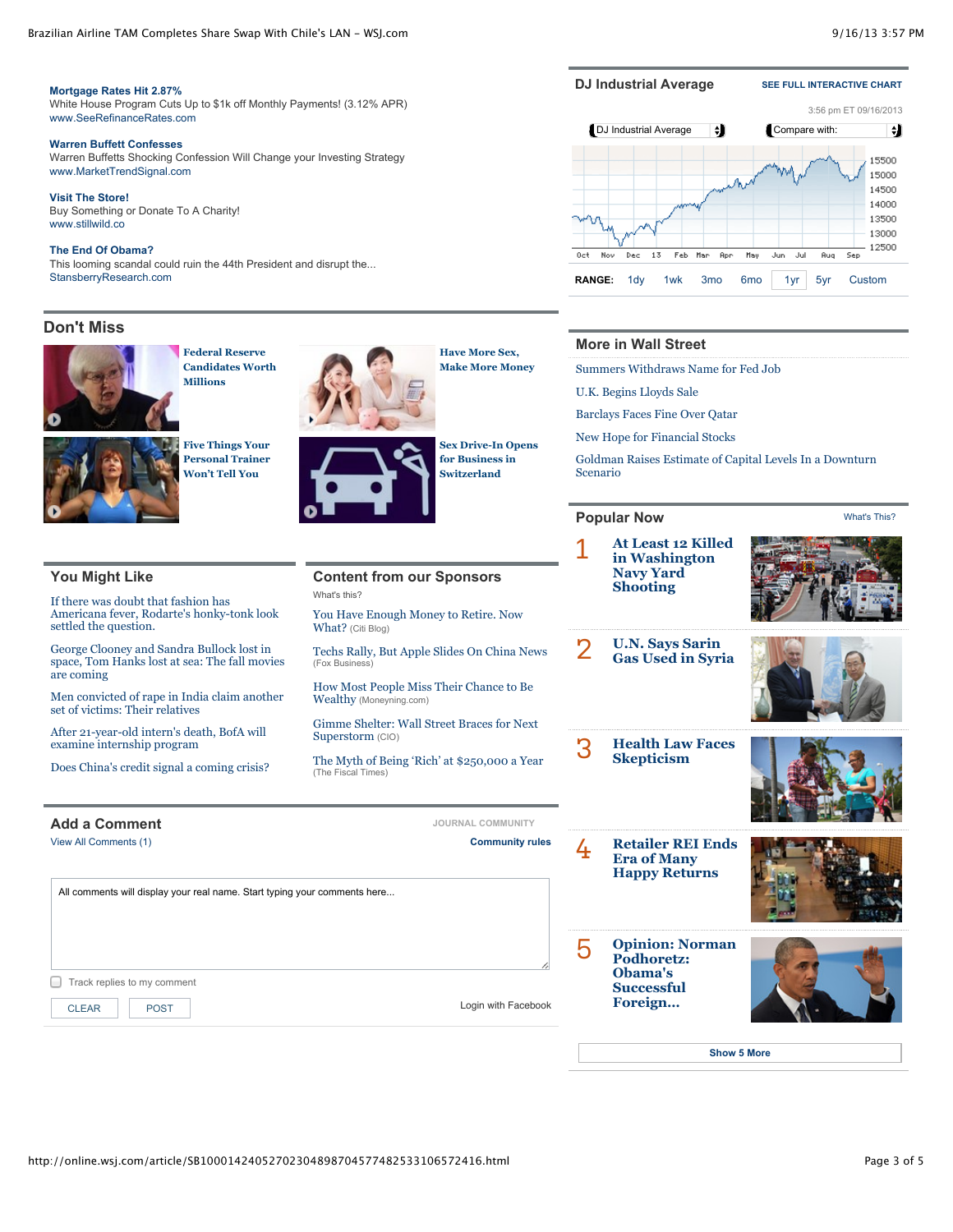**Mortgage Rates Hit 2.87%**
White House Program Cuts Up to $1k off Monthly Payments! (3.12% APR)
www.SeeRefinanceRates.com

**Warren Buffett Confesses**
Warren Buffetts Shocking Confession Will Change your Investing Strategy
www.MarketTrendSignal.com

**Visit The Store!**
Buy Something or Donate To A Charity!
www.stillwild.co

**The End Of Obama?**
This looming scandal could ruin the 44th President and disrupt the...
StansberryResearch.com

## DJ Industrial Average

SEE FULL INTERACTIVE CHART

3:56 pm ET 09/16/2013

DJ Industrial Average | Compare with:

15500
15000
14500
14000
13500
13000
12500

Oct Nov Dec 13 Feb Mar Apr May Jun Jul Aug Sep

RANGE: 1dy 1wk 3mo 6mo 1yr 5yr Custom

## Don't Miss

- Federal Reserve Candidates Worth Millions
- Have More Sex, Make More Money
- Five Things Your Personal Trainer Won't Tell You
- Sex Drive-In Opens for Business in Switzerland

## More in Wall Street

- Summers Withdraws Name for Fed Job
- U.K. Begins Lloyds Sale
- Barclays Faces Fine Over Qatar
- New Hope for Financial Stocks
- Goldman Raises Estimate of Capital Levels In a Downturn Scenario

## You Might Like

- If there was doubt that fashion has Americana fever, Rodarte's honky-tonk look settled the question.
- George Clooney and Sandra Bullock lost in space, Tom Hanks lost at sea: The fall movies are coming
- Men convicted of rape in India claim another set of victims: Their relatives
- After 21-year-old intern's death, BofA will examine internship program
- Does China's credit signal a coming crisis?

## Content from our Sponsors

What's this?

- You Have Enough Money to Retire. Now What? (Citi Blog)
- Techs Rally, But Apple Slides On China News (Fox Business)
- How Most People Miss Their Chance to Be Wealthy (Moneyning.com)
- Gimme Shelter: Wall Street Braces for Next Superstorm (CIO)
- The Myth of Being 'Rich' at $250,000 a Year (The Fiscal Times)

## Popular Now

What's This?

1. At Least 12 Killed in Washington Navy Yard Shooting
2. U.N. Says Sarin Gas Used in Syria
3. Health Law Faces Skepticism
4. Retailer REI Ends Era of Many Happy Returns
5. Opinion: Norman Podhoretz: Obama's Successful Foreign...

Show 5 More

## Add a Comment

JOURNAL COMMUNITY

View All Comments (1)

Community rules

All comments will display your real name. Start typing your comments here...

Track replies to my comment

CLEAR | POST

Login with Facebook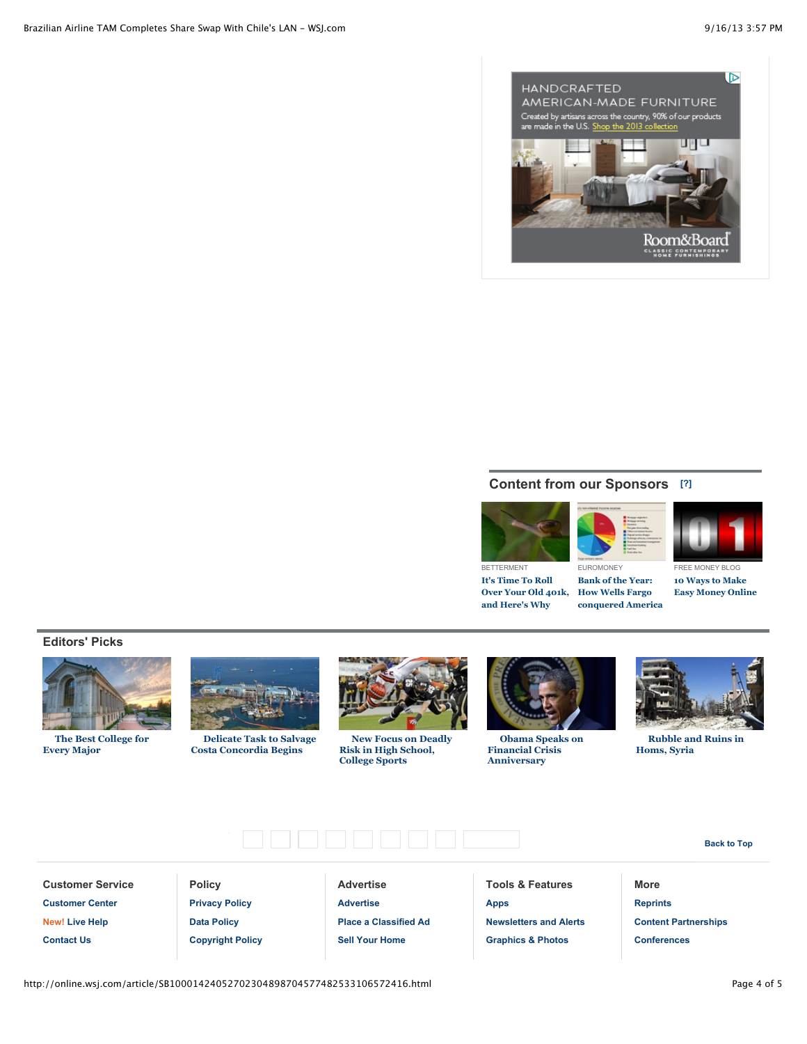HANDCRAFTED AMERICAN-MADE FURNITURE

Created by artisans across the country, 90% of our products are made in the U.S. Shop the 2013 collection

Room&Board

CLASSIC CONTEMPORARY HOME FURNISHINGS

## Content from our Sponsors [?]

BETTERMENT

**It's Time To Roll Over Your Old 401k, and Here's Why**

EUROMONEY

**Bank of the Year: How Wells Fargo conquered America**

FREE MONEY BLOG

**10 Ways to Make Easy Money Online**

## Editors' Picks

**The Best College for Every Major**

**Delicate Task to Salvage Costa Concordia Begins**

**New Focus on Deadly Risk in High School, College Sports**

**Obama Speaks on Financial Crisis Anniversary**

**Rubble and Ruins in Homs, Syria**

Back to Top

**Customer Service**

- Customer Center
- New! Live Help
- Contact Us

**Policy**

- Privacy Policy
- Data Policy
- Copyright Policy

**Advertise**

- Advertise
- Place a Classified Ad
- Sell Your Home

**Tools & Features**

- Apps
- Newsletters and Alerts
- Graphics & Photos

**More**

- Reprints
- Content Partnerships
- Conferences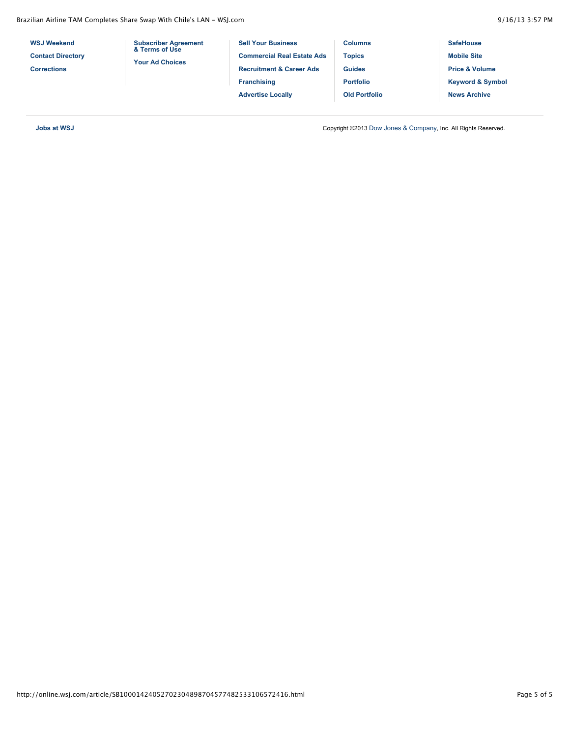WSJ Weekend

Contact Directory

Corrections

Subscriber Agreement & Terms of Use

Your Ad Choices

Sell Your Business

Commercial Real Estate Ads

Recruitment & Career Ads

Franchising

Advertise Locally

Columns

Topics

Guides

Portfolio

Old Portfolio

SafeHouse

Mobile Site

Price & Volume

Keyword & Symbol

News Archive

Jobs at WSJ

Copyright ©2013 Dow Jones & Company, Inc. All Rights Reserved.